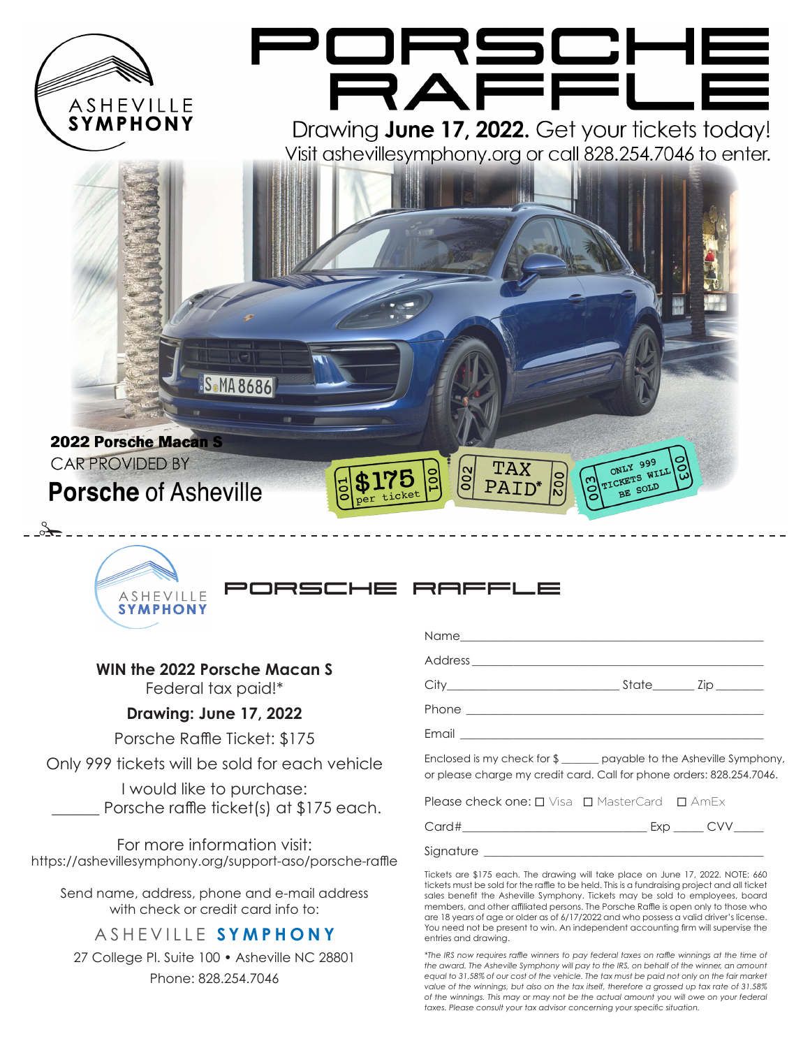ASHEVILLE SYMPHONY

# PORSCHE RAFFLE

Drawing **June 17, 2022.** Get your tickets today!

Visit ashevillesymphony.org or call 828.254.7046 to enter.

**2022 Porsche Macan S**

CAR PROVIDED BY

**Porsche** of Asheville

$175 per ticket

TAX PAID*

ONLY 999 TICKETS WILL BE SOLD

---

ASHEVILLE SYMPHONY

## PORSCHE RAFFLE

**WIN the 2022 Porsche Macan S**

Federal tax paid!*

**Drawing: June 17, 2022**

Porsche Raffle Ticket: $175

Only 999 tickets will be sold for each vehicle

I would like to purchase:

______ Porsche raffle ticket(s) at $175 each.

For more information visit:

https://ashevillesymphony.org/support-aso/porsche-raffle

Send name, address, phone and e-mail address with check or credit card info to:

ASHEVILLE **SYMPHONY**

27 College Pl. Suite 100 • Asheville NC 28801

Phone: 828.254.7046

Name________________________________________________

Address______________________________________________

City___________________________ State_______ Zip ________

Phone ________________________________________________

Email ________________________________________________

Enclosed is my check for $ ______ payable to the Asheville Symphony, or please charge my credit card. Call for phone orders: 828.254.7046.

Please check one: ☐ Visa ☐ MasterCard ☐ AmEx

Card#_____________________________ Exp _____ CVV_____

Signature ______________________________________________

Tickets are $175 each. The drawing will take place on June 17, 2022. NOTE: 660 tickets must be sold for the raffle to be held. This is a fundraising project and all ticket sales benefit the Asheville Symphony. Tickets may be sold to employees, board members, and other affiliated persons. The Porsche Raffle is open only to those who are 18 years of age or older as of 6/17/2022 and who possess a valid driver's license. You need not be present to win. An independent accounting firm will supervise the entries and drawing.

*\*The IRS now requires raffle winners to pay federal taxes on raffle winnings at the time of the award. The Asheville Symphony will pay to the IRS, on behalf of the winner, an amount equal to 31.58% of our cost of the vehicle. The tax must be paid not only on the fair market value of the winnings, but also on the tax itself, therefore a grossed up tax rate of 31.58% of the winnings. This may or may not be the actual amount you will owe on your federal taxes. Please consult your tax advisor concerning your specific situation.*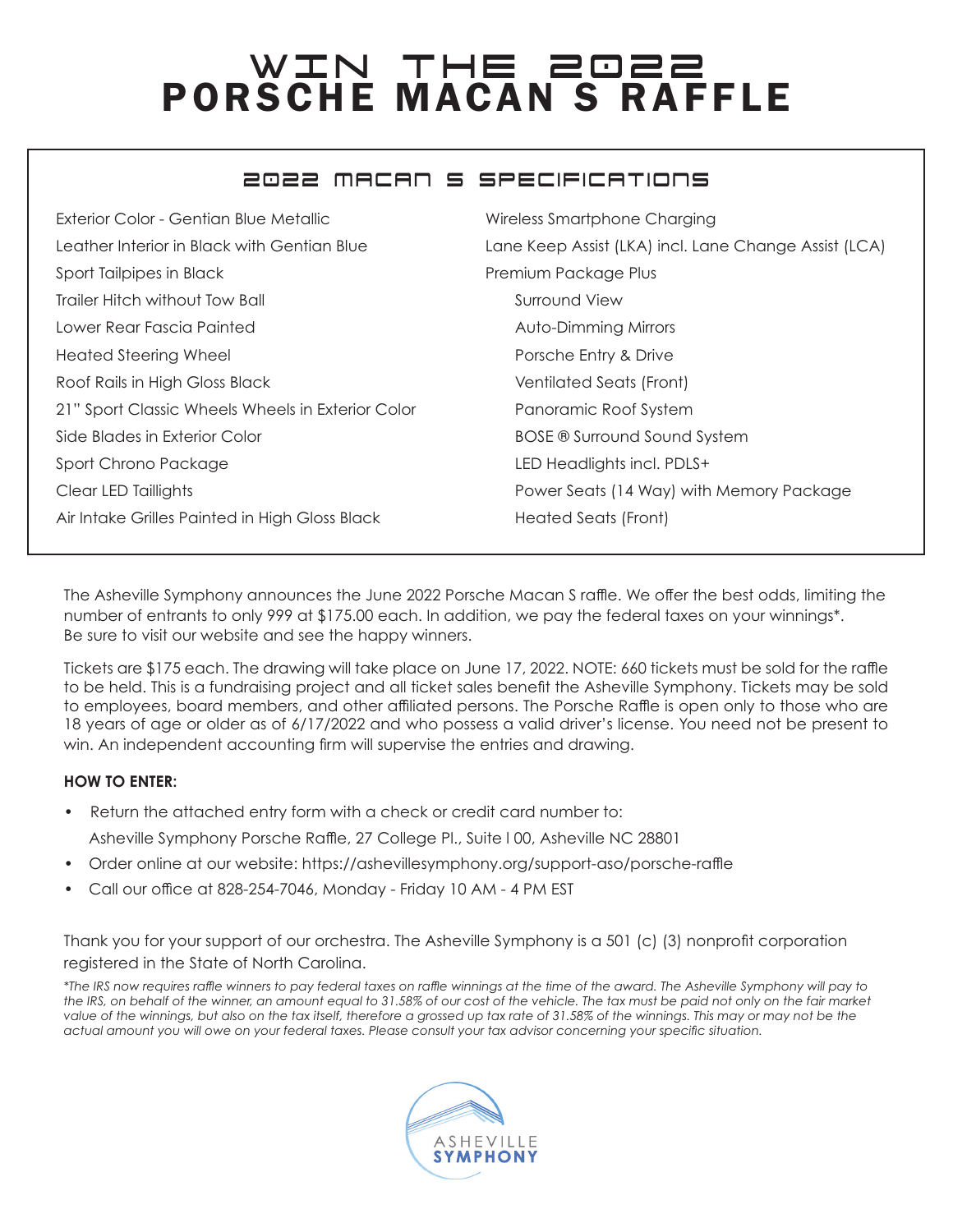# WIN THE 2022
# PORSCHE MACAN S RAFFLE

## 2022 MACAN S SPECIFICATIONS

- Exterior Color - Gentian Blue Metallic
- Leather Interior in Black with Gentian Blue
- Sport Tailpipes in Black
- Trailer Hitch without Tow Ball
- Lower Rear Fascia Painted
- Heated Steering Wheel
- Roof Rails in High Gloss Black
- 21" Sport Classic Wheels Wheels in Exterior Color
- Side Blades in Exterior Color
- Sport Chrono Package
- Clear LED Taillights
- Air Intake Grilles Painted in High Gloss Black
- Wireless Smartphone Charging
- Lane Keep Assist (LKA) incl. Lane Change Assist (LCA)
- Premium Package Plus
  - Surround View
  - Auto-Dimming Mirrors
  - Porsche Entry & Drive
  - Ventilated Seats (Front)
  - Panoramic Roof System
  - BOSE ® Surround Sound System
  - LED Headlights incl. PDLS+
  - Power Seats (14 Way) with Memory Package
  - Heated Seats (Front)

The Asheville Symphony announces the June 2022 Porsche Macan S raffle. We offer the best odds, limiting the number of entrants to only 999 at $175.00 each. In addition, we pay the federal taxes on your winnings*. Be sure to visit our website and see the happy winners.

Tickets are $175 each. The drawing will take place on June 17, 2022. NOTE: 660 tickets must be sold for the raffle to be held. This is a fundraising project and all ticket sales benefit the Asheville Symphony. Tickets may be sold to employees, board members, and other affiliated persons. The Porsche Raffle is open only to those who are 18 years of age or older as of 6/17/2022 and who possess a valid driver's license. You need not be present to win. An independent accounting firm will supervise the entries and drawing.

**HOW TO ENTER:**

- Return the attached entry form with a check or credit card number to:
  Asheville Symphony Porsche Raffle, 27 College Pl., Suite l 00, Asheville NC 28801
- Order online at our website: https://ashevillesymphony.org/support-aso/porsche-raffle
- Call our office at 828-254-7046, Monday - Friday 10 AM - 4 PM EST

Thank you for your support of our orchestra. The Asheville Symphony is a 501 (c) (3) nonprofit corporation registered in the State of North Carolina.

*\*The IRS now requires raffle winners to pay federal taxes on raffle winnings at the time of the award. The Asheville Symphony will pay to the IRS, on behalf of the winner, an amount equal to 31.58% of our cost of the vehicle. The tax must be paid not only on the fair market value of the winnings, but also on the tax itself, therefore a grossed up tax rate of 31.58% of the winnings. This may or may not be the actual amount you will owe on your federal taxes. Please consult your tax advisor concerning your specific situation.*

ASHEVILLE SYMPHONY